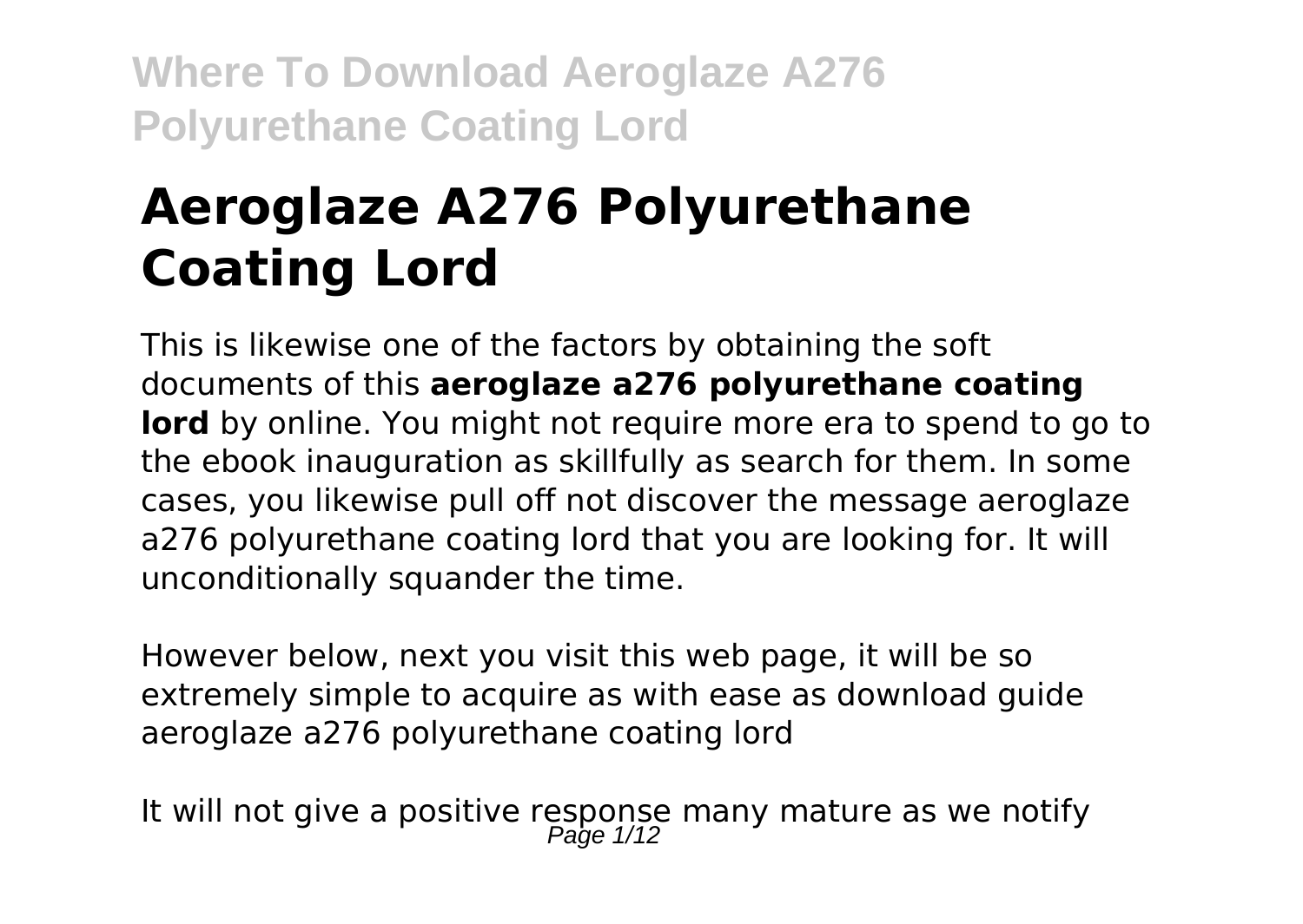# Aeroglaze A276 Polyurethane Coating Lord

This is likewise one of the factors by obtaining the soft documents of this **aeroglaze a276 polyurethane coating lord** by online. You might not require more era to spend to go to the ebook inauguration as skillfully as search for them. In some cases, you likewise pull off not discover the message aeroglaze a276 polyurethane coating lord that you are looking for. It will unconditionally squander the time.

However below, next you visit this web page, it will be so extremely simple to acquire as with ease as download guide aeroglaze a276 polyurethane coating lord

It will not give a positive response many mature as we notify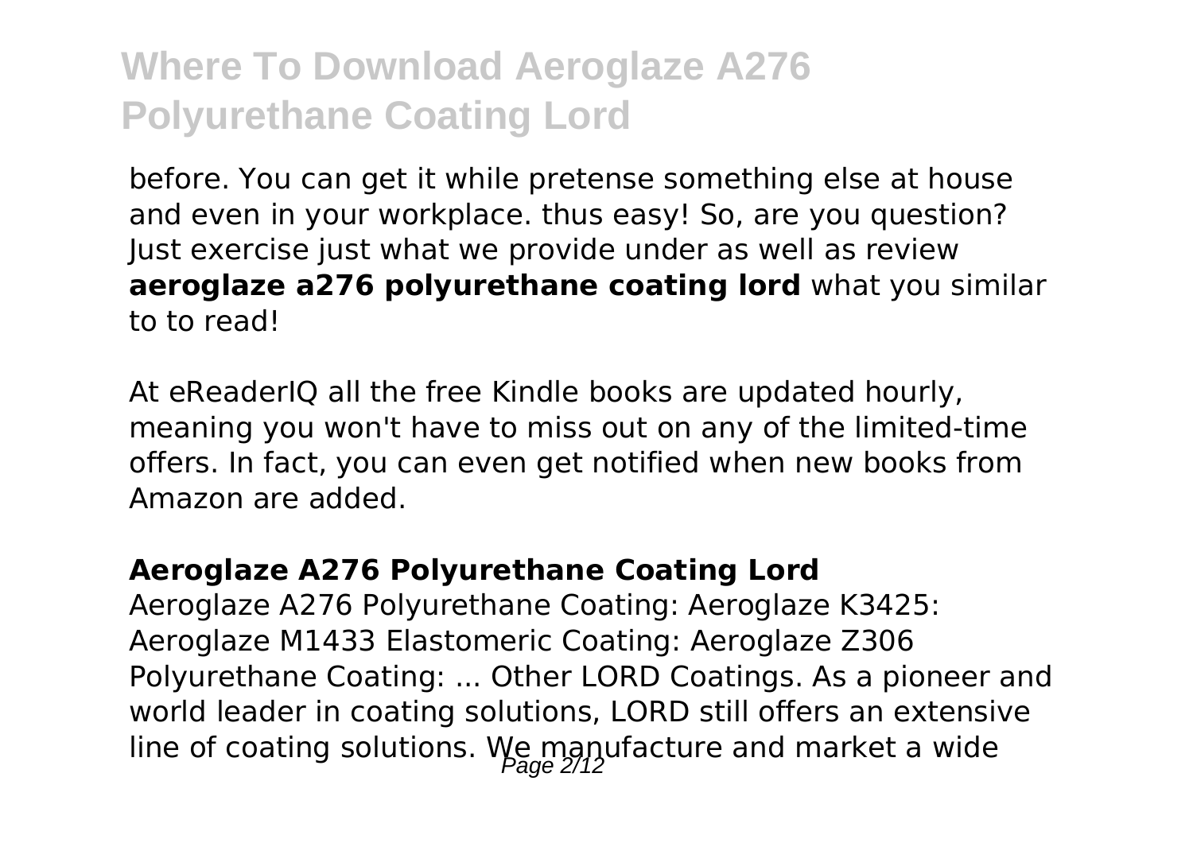before. You can get it while pretense something else at house and even in your workplace. thus easy! So, are you question? Just exercise just what we provide under as well as review **aeroglaze a276 polyurethane coating lord** what you similar to to read!

At eReaderIQ all the free Kindle books are updated hourly, meaning you won't have to miss out on any of the limited-time offers. In fact, you can even get notified when new books from Amazon are added.

### Aeroglaze A276 Polyurethane Coating Lord

Aeroglaze A276 Polyurethane Coating: Aeroglaze K3425: Aeroglaze M1433 Elastomeric Coating: Aeroglaze Z306 Polyurethane Coating: ... Other LORD Coatings. As a pioneer and world leader in coating solutions, LORD still offers an extensive line of coating solutions. We manufacture and market a wide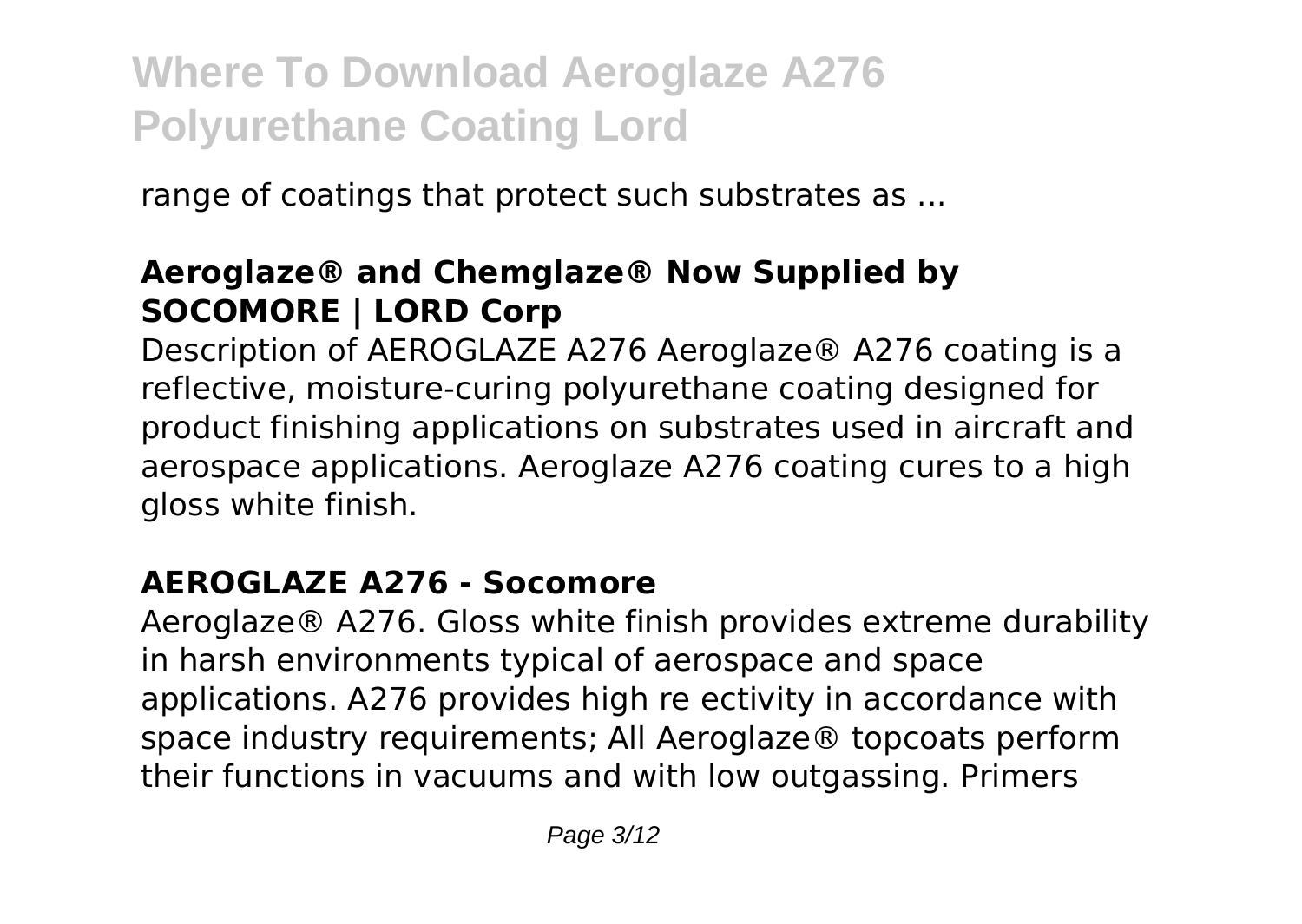range of coatings that protect such substrates as ...

**Aeroglaze® and Chemglaze® Now Supplied by SOCOMORE | LORD Corp**

Description of AEROGLAZE A276 Aeroglaze® A276 coating is a reflective, moisture-curing polyurethane coating designed for product finishing applications on substrates used in aircraft and aerospace applications. Aeroglaze A276 coating cures to a high gloss white finish.

**AEROGLAZE A276 - Socomore**

Aeroglaze® A276. Gloss white finish provides extreme durability in harsh environments typical of aerospace and space applications. A276 provides high re ectivity in accordance with space industry requirements; All Aeroglaze® topcoats perform their functions in vacuums and with low outgassing. Primers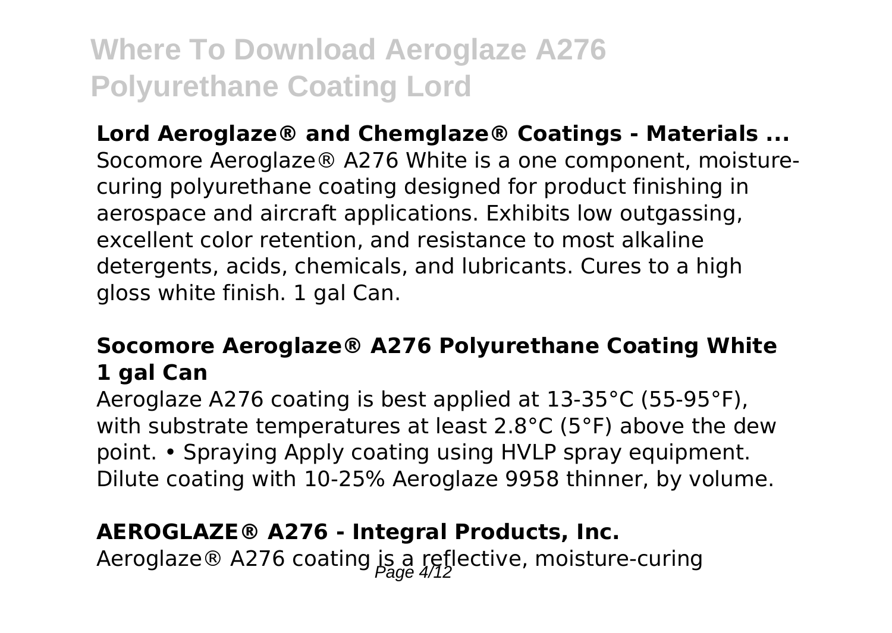**Lord Aeroglaze® and Chemglaze® Coatings - Materials ...**

Socomore Aeroglaze® A276 White is a one component, moisture-curing polyurethane coating designed for product finishing in aerospace and aircraft applications. Exhibits low outgassing, excellent color retention, and resistance to most alkaline detergents, acids, chemicals, and lubricants. Cures to a high gloss white finish. 1 gal Can.

**Socomore Aeroglaze® A276 Polyurethane Coating White 1 gal Can**

Aeroglaze A276 coating is best applied at 13-35°C (55-95°F), with substrate temperatures at least 2.8°C (5°F) above the dew point. • Spraying Apply coating using HVLP spray equipment. Dilute coating with 10-25% Aeroglaze 9958 thinner, by volume.

**AEROGLAZE® A276 - Integral Products, Inc.**

Aeroglaze® A276 coating is a reflective, moisture-curing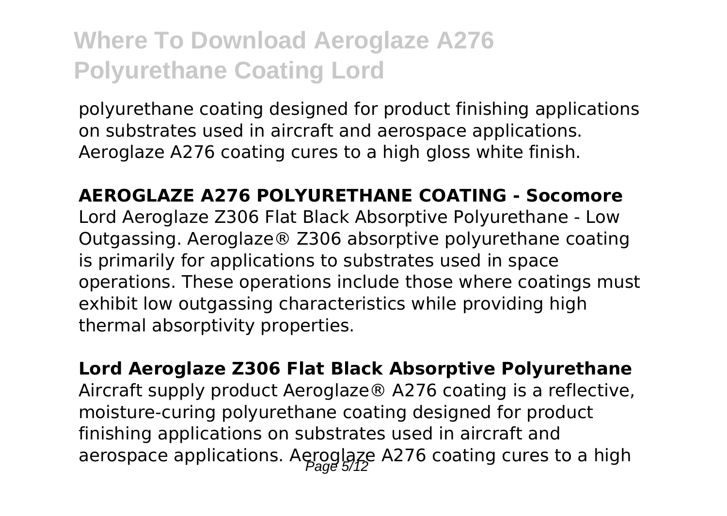polyurethane coating designed for product finishing applications on substrates used in aircraft and aerospace applications. Aeroglaze A276 coating cures to a high gloss white finish.

**AEROGLAZE A276 POLYURETHANE COATING - Socomore**

Lord Aeroglaze Z306 Flat Black Absorptive Polyurethane - Low Outgassing. Aeroglaze® Z306 absorptive polyurethane coating is primarily for applications to substrates used in space operations. These operations include those where coatings must exhibit low outgassing characteristics while providing high thermal absorptivity properties.

**Lord Aeroglaze Z306 Flat Black Absorptive Polyurethane**

Aircraft supply product Aeroglaze® A276 coating is a reflective, moisture-curing polyurethane coating designed for product finishing applications on substrates used in aircraft and aerospace applications. Aeroglaze A276 coating cures to a high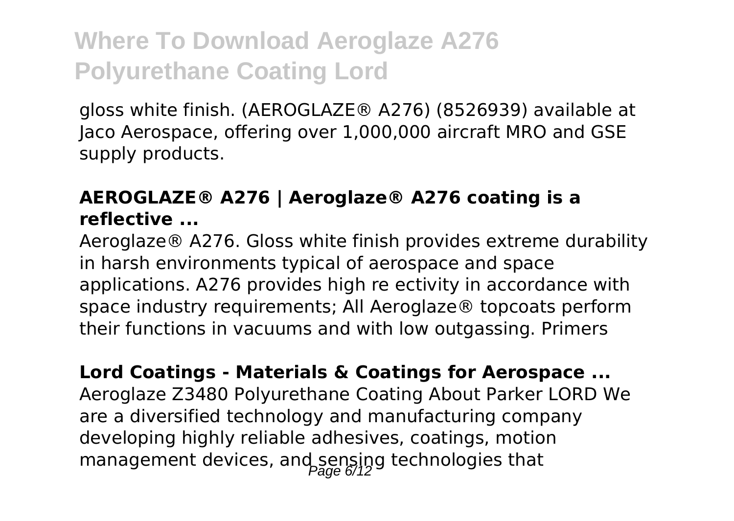gloss white finish. (AEROGLAZE® A276) (8526939) available at Jaco Aerospace, offering over 1,000,000 aircraft MRO and GSE supply products.

**AEROGLAZE® A276 | Aeroglaze® A276 coating is a reflective ...**

Aeroglaze® A276. Gloss white finish provides extreme durability in harsh environments typical of aerospace and space applications. A276 provides high re ectivity in accordance with space industry requirements; All Aeroglaze® topcoats perform their functions in vacuums and with low outgassing. Primers

**Lord Coatings - Materials & Coatings for Aerospace ...**

Aeroglaze Z3480 Polyurethane Coating About Parker LORD We are a diversified technology and manufacturing company developing highly reliable adhesives, coatings, motion management devices, and sensing technologies that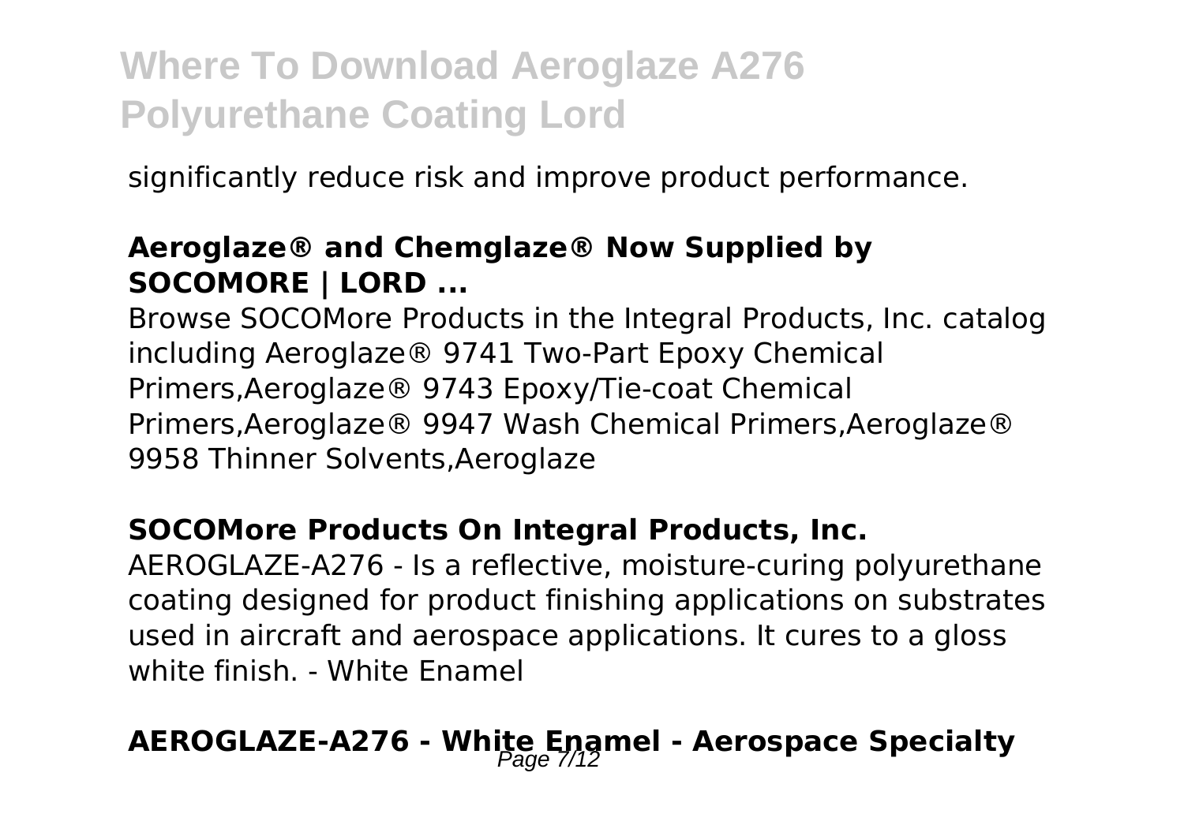significantly reduce risk and improve product performance.

### Aeroglaze® and Chemglaze® Now Supplied by SOCOMORE | LORD ...

Browse SOCOMore Products in the Integral Products, Inc. catalog including Aeroglaze® 9741 Two-Part Epoxy Chemical Primers,Aeroglaze® 9743 Epoxy/Tie-coat Chemical Primers,Aeroglaze® 9947 Wash Chemical Primers,Aeroglaze® 9958 Thinner Solvents,Aeroglaze

### SOCOMore Products On Integral Products, Inc.

AEROGLAZE-A276 - Is a reflective, moisture-curing polyurethane coating designed for product finishing applications on substrates used in aircraft and aerospace applications. It cures to a gloss white finish. - White Enamel

### AEROGLAZE-A276 - White Enamel - Aerospace Specialty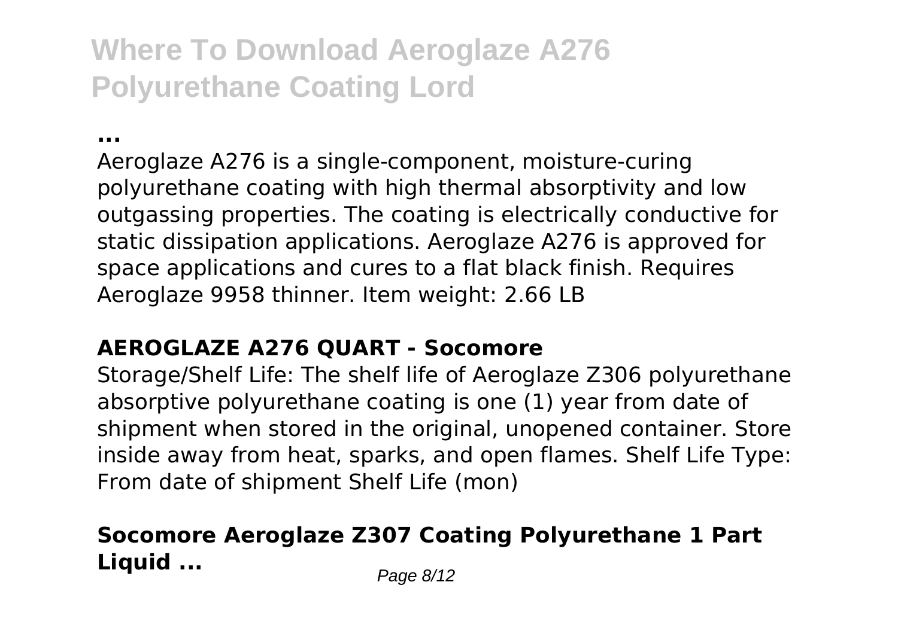# Where To Download Aeroglaze A276 Polyurethane Coating Lord

**...**

Aeroglaze A276 is a single-component, moisture-curing polyurethane coating with high thermal absorptivity and low outgassing properties. The coating is electrically conductive for static dissipation applications. Aeroglaze A276 is approved for space applications and cures to a flat black finish. Requires Aeroglaze 9958 thinner. Item weight: 2.66 LB

## AEROGLAZE A276 QUART - Socomore

Storage/Shelf Life: The shelf life of Aeroglaze Z306 polyurethane absorptive polyurethane coating is one (1) year from date of shipment when stored in the original, unopened container. Store inside away from heat, sparks, and open flames. Shelf Life Type: From date of shipment Shelf Life (mon)

## Socomore Aeroglaze Z307 Coating Polyurethane 1 Part Liquid ...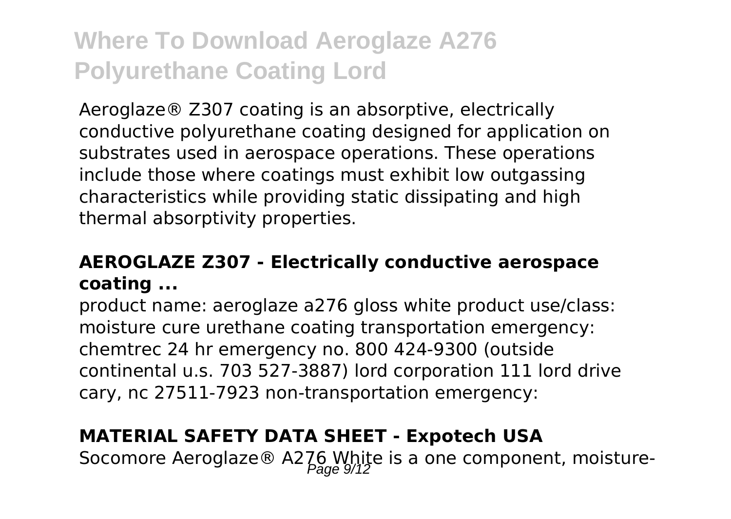Aeroglaze® Z307 coating is an absorptive, electrically conductive polyurethane coating designed for application on substrates used in aerospace operations. These operations include those where coatings must exhibit low outgassing characteristics while providing static dissipating and high thermal absorptivity properties.

**AEROGLAZE Z307 - Electrically conductive aerospace coating ...**

product name: aeroglaze a276 gloss white product use/class: moisture cure urethane coating transportation emergency: chemtrec 24 hr emergency no. 800 424-9300 (outside continental u.s. 703 527-3887) lord corporation 111 lord drive cary, nc 27511-7923 non-transportation emergency:

**MATERIAL SAFETY DATA SHEET - Expotech USA**

Socomore Aeroglaze® A276 White is a one component, moisture-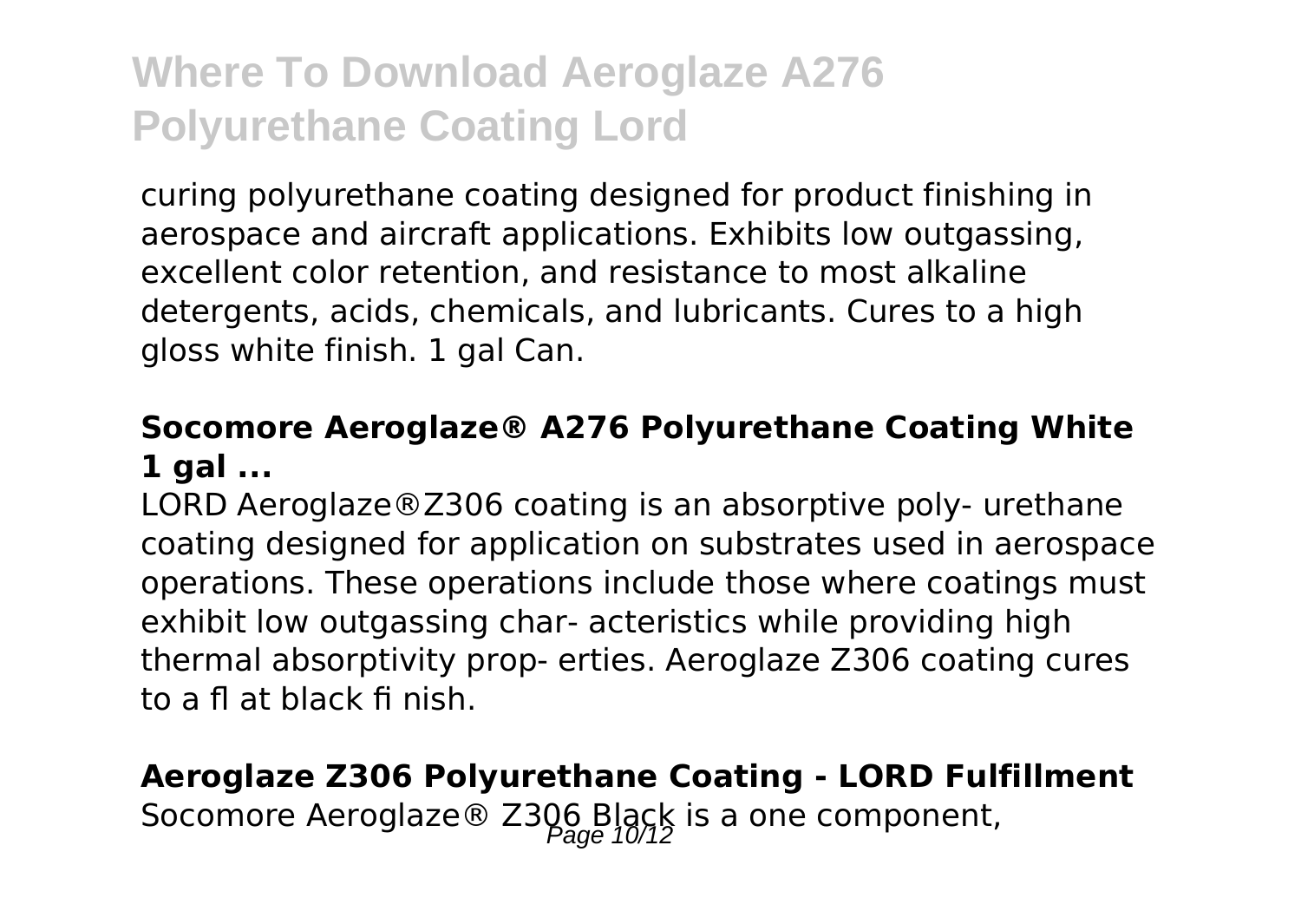curing polyurethane coating designed for product finishing in aerospace and aircraft applications. Exhibits low outgassing, excellent color retention, and resistance to most alkaline detergents, acids, chemicals, and lubricants. Cures to a high gloss white finish. 1 gal Can.

### **Socomore Aeroglaze® A276 Polyurethane Coating White 1 gal ...**

LORD Aeroglaze®Z306 coating is an absorptive poly- urethane coating designed for application on substrates used in aerospace operations. These operations include those where coatings must exhibit low outgassing char- acteristics while providing high thermal absorptivity prop- erties. Aeroglaze Z306 coating cures to a fl at black fi nish.

### **Aeroglaze Z306 Polyurethane Coating - LORD Fulfillment**

Socomore Aeroglaze® Z306 Black is a one component,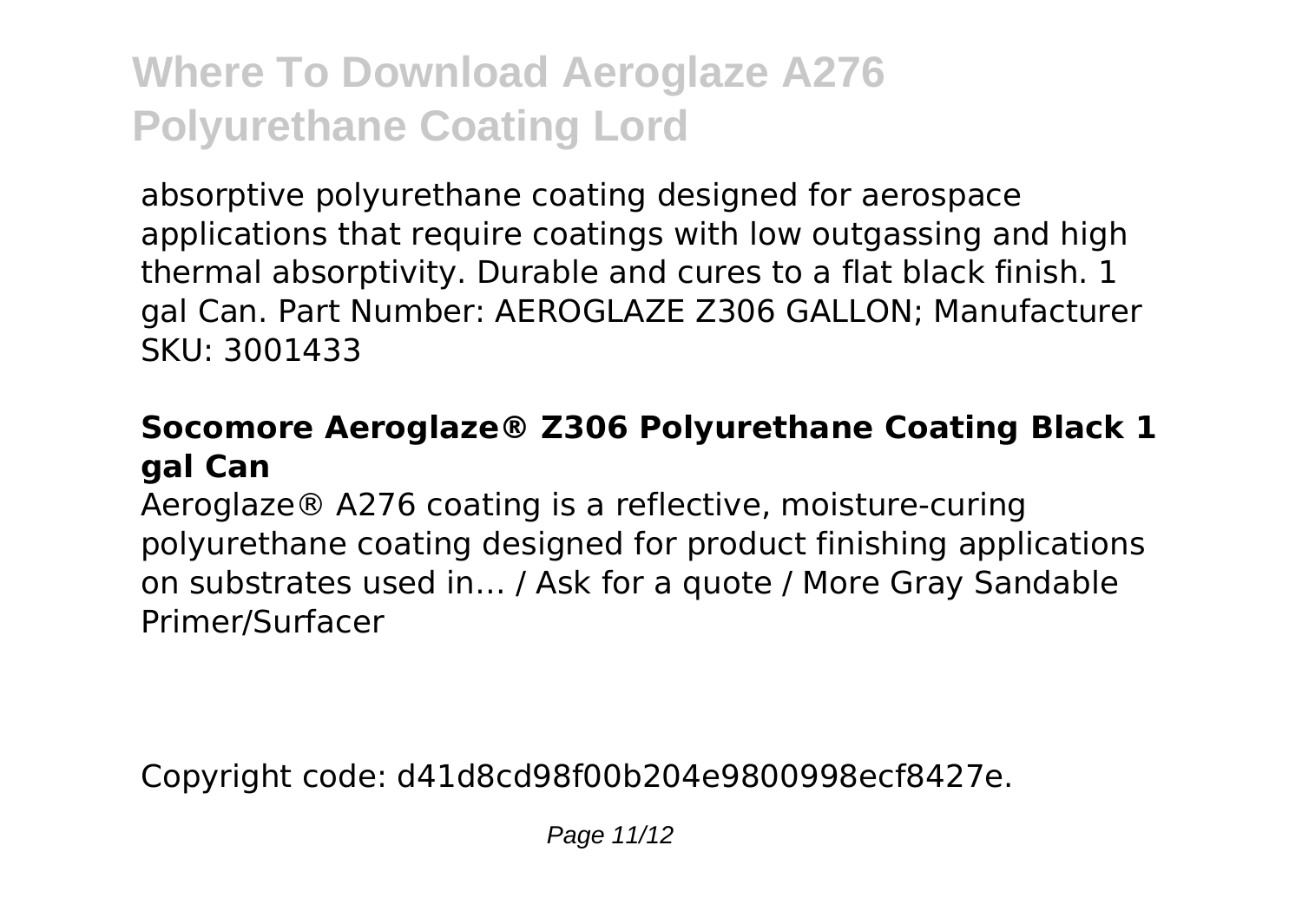absorptive polyurethane coating designed for aerospace applications that require coatings with low outgassing and high thermal absorptivity. Durable and cures to a flat black finish. 1 gal Can. Part Number: AEROGLAZE Z306 GALLON; Manufacturer SKU: 3001433

**Socomore Aeroglaze® Z306 Polyurethane Coating Black 1 gal Can**

Aeroglaze® A276 coating is a reflective, moisture-curing polyurethane coating designed for product finishing applications on substrates used in… / Ask for a quote / More Gray Sandable Primer/Surfacer

Copyright code: d41d8cd98f00b204e9800998ecf8427e.